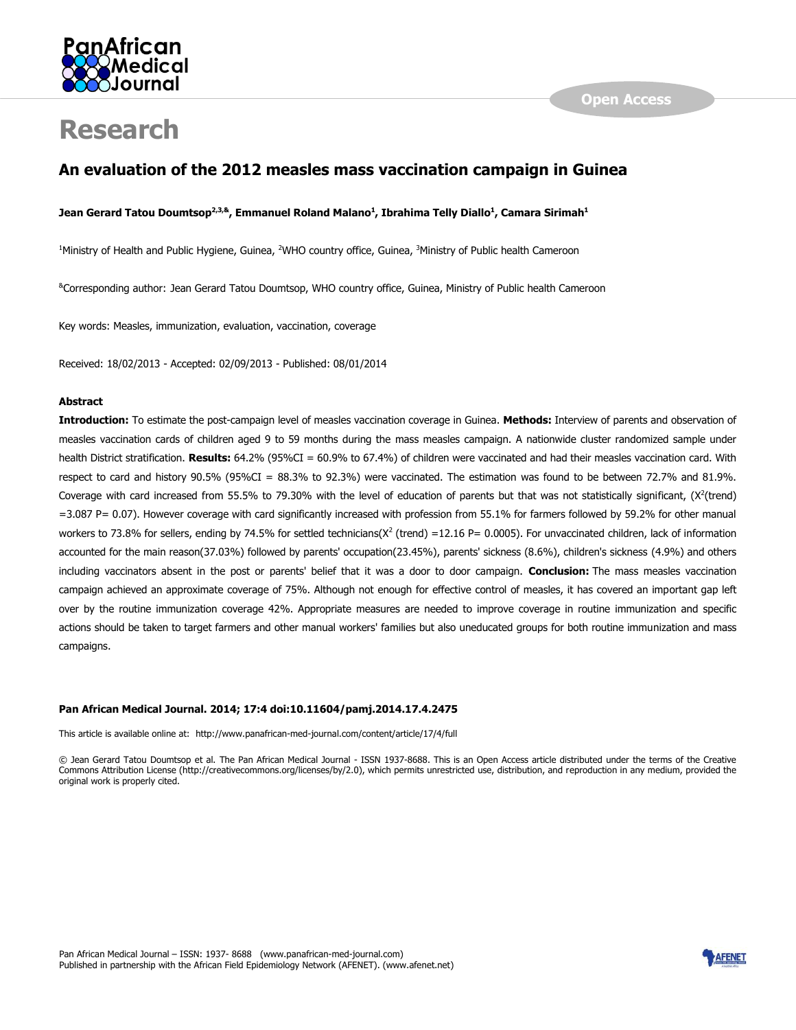# Research

## An evaluation of the 2012 measles mass vaccination campaign in Guinea

**Jean Gerard Tatou Doumtsop[2,3,&], Emmanuel Roland Malano[1], Ibrahima Telly Diallo[1], Camara Sirimah[1]**

[1]Ministry of Health and Public Hygiene, Guinea, [2]WHO country office, Guinea, [3]Ministry of Public health Cameroon

[&]Corresponding author: Jean Gerard Tatou Doumtsop, WHO country office, Guinea, Ministry of Public health Cameroon

Key words: Measles, immunization, evaluation, vaccination, coverage

Received: 18/02/2013 - Accepted: 02/09/2013 - Published: 08/01/2014

#### Abstract

**Introduction:** To estimate the post-campaign level of measles vaccination coverage in Guinea. **Methods:** Interview of parents and observation of measles vaccination cards of children aged 9 to 59 months during the mass measles campaign. A nationwide cluster randomized sample under health District stratification. **Results:** 64.2% (95%CI = 60.9% to 67.4%) of children were vaccinated and had their measles vaccination card. With respect to card and history 90.5% (95%CI = 88.3% to 92.3%) were vaccinated. The estimation was found to be between 72.7% and 81.9%. Coverage with card increased from 55.5% to 79.30% with the level of education of parents but that was not statistically significant, ($X^2$(trend) =3.087 P= 0.07). However coverage with card significantly increased with profession from 55.1% for farmers followed by 59.2% for other manual workers to 73.8% for sellers, ending by 74.5% for settled technicians($X^2$ (trend) =12.16 P= 0.0005). For unvaccinated children, lack of information accounted for the main reason(37.03%) followed by parents' occupation(23.45%), parents' sickness (8.6%), children's sickness (4.9%) and others including vaccinators absent in the post or parents' belief that it was a door to door campaign. **Conclusion:** The mass measles vaccination campaign achieved an approximate coverage of 75%. Although not enough for effective control of measles, it has covered an important gap left over by the routine immunization coverage 42%. Appropriate measures are needed to improve coverage in routine immunization and specific actions should be taken to target farmers and other manual workers' families but also uneducated groups for both routine immunization and mass campaigns.

**Pan African Medical Journal. 2014; 17:4 doi:10.11604/pamj.2014.17.4.2475**

This article is available online at: http://www.panafrican-med-journal.com/content/article/17/4/full

© Jean Gerard Tatou Doumtsop et al. The Pan African Medical Journal - ISSN 1937-8688. This is an Open Access article distributed under the terms of the Creative Commons Attribution License (http://creativecommons.org/licenses/by/2.0), which permits unrestricted use, distribution, and reproduction in any medium, provided the original work is properly cited.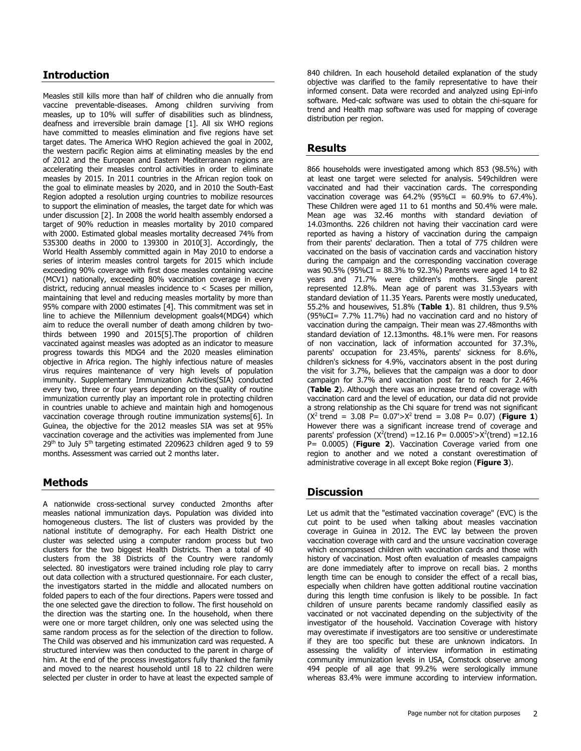## Introduction

Measles still kills more than half of children who die annually from vaccine preventable-diseases. Among children surviving from measles, up to 10% will suffer of disabilities such as blindness, deafness and irreversible brain damage [1]. All six WHO regions have committed to measles elimination and five regions have set target dates. The America WHO Region achieved the goal in 2002, the western pacific Region aims at eliminating measles by the end of 2012 and the European and Eastern Mediterranean regions are accelerating their measles control activities in order to eliminate measles by 2015. In 2011 countries in the African region took on the goal to eliminate measles by 2020, and in 2010 the South-East Region adopted a resolution urging countries to mobilize resources to support the elimination of measles, the target date for which was under discussion [2]. In 2008 the world health assembly endorsed a target of 90% reduction in measles mortality by 2010 compared with 2000. Estimated global measles mortality decreased 74% from 535300 deaths in 2000 to 139300 in 2010[3]. Accordingly, the World Health Assembly committed again in May 2010 to endorse a series of interim measles control targets for 2015 which include exceeding 90% coverage with first dose measles containing vaccine (MCV1) nationally, exceeding 80% vaccination coverage in every district, reducing annual measles incidence to < 5cases per million, maintaining that level and reducing measles mortality by more than 95% compare with 2000 estimates [4]. This commitment was set in line to achieve the Millennium development goals4(MDG4) which aim to reduce the overall number of death among children by two-thirds between 1990 and 2015[5].The proportion of children vaccinated against measles was adopted as an indicator to measure progress towards this MDG4 and the 2020 measles elimination objective in Africa region. The highly infectious nature of measles virus requires maintenance of very high levels of population immunity. Supplementary Immunization Activities(SIA) conducted every two, three or four years depending on the quality of routine immunization currently play an important role in protecting children in countries unable to achieve and maintain high and homogenous vaccination coverage through routine immunization systems[6]. In Guinea, the objective for the 2012 measles SIA was set at 95% vaccination coverage and the activities was implemented from June 29th to July 5th targeting estimated 2209623 children aged 9 to 59 months. Assessment was carried out 2 months later.

## Methods

A nationwide cross-sectional survey conducted 2months after measles national immunization days. Population was divided into homogeneous clusters. The list of clusters was provided by the national institute of demography. For each Health District one cluster was selected using a computer random process but two clusters for the two biggest Health Districts. Then a total of 40 clusters from the 38 Districts of the Country were randomly selected. 80 investigators were trained including role play to carry out data collection with a structured questionnaire. For each cluster, the investigators started in the middle and allocated numbers on folded papers to each of the four directions. Papers were tossed and the one selected gave the direction to follow. The first household on the direction was the starting one. In the household, when there were one or more target children, only one was selected using the same random process as for the selection of the direction to follow. The Child was observed and his immunization card was requested. A structured interview was then conducted to the parent in charge of him. At the end of the process investigators fully thanked the family and moved to the nearest household until 18 to 22 children were selected per cluster in order to have at least the expected sample of 840 children. In each household detailed explanation of the study objective was clarified to the family representative to have their informed consent. Data were recorded and analyzed using Epi-info software. Med-calc software was used to obtain the chi-square for trend and Health map software was used for mapping of coverage distribution per region.

## Results

866 households were investigated among which 853 (98.5%) with at least one target were selected for analysis. 549children were vaccinated and had their vaccination cards. The corresponding vaccination coverage was 64.2% (95%CI = 60.9% to 67.4%). These Children were aged 11 to 61 months and 50.4% were male. Mean age was 32.46 months with standard deviation of 14.03months. 226 children not having their vaccination card were reported as having a history of vaccination during the campaign from their parents' declaration. Then a total of 775 children were vaccinated on the basis of vaccination cards and vaccination history during the campaign and the corresponding vaccination coverage was 90.5% (95%CI = 88.3% to 92.3%) Parents were aged 14 to 82 years and 71.7% were children's mothers. Single parent represented 12.8%. Mean age of parent was 31.53years with standard deviation of 11.35 Years. Parents were mostly uneducated, 55.2% and housewives, 51.8% (**Table 1**). 81 children, thus 9.5% (95%CI= 7.7% 11.7%) had no vaccination card and no history of vaccination during the campaign. Their mean was 27.48months with standard deviation of 12.13months. 48.1% were men. For reasons of non vaccination, lack of information accounted for 37.3%, parents' occupation for 23.45%, parents' sickness for 8.6%, children's sickness for 4.9%, vaccinators absent in the post during the visit for 3.7%, believes that the campaign was a door to door campaign for 3.7% and vaccination post far to reach for 2.46% (**Table 2**). Although there was an increase trend of coverage with vaccination card and the level of education, our data did not provide a strong relationship as the Chi square for trend was not significant ($X^2$ trend = 3.08 P= 0.07'>$X^2$ trend = 3.08 P= 0.07) (**Figure 1**) However there was a significant increase trend of coverage and parents' profession ($X^2$(trend) =12.16 P= 0.0005'>$X^2$(trend) =12.16 P= 0.0005) (**Figure 2**). Vaccination Coverage varied from one region to another and we noted a constant overestimation of administrative coverage in all except Boke region (**Figure 3**).

## Discussion

Let us admit that the "estimated vaccination coverage" (EVC) is the cut point to be used when talking about measles vaccination coverage in Guinea in 2012. The EVC lay between the proven vaccination coverage with card and the unsure vaccination coverage which encompassed children with vaccination cards and those with history of vaccination. Most often evaluation of measles campaigns are done immediately after to improve on recall bias. 2 months length time can be enough to consider the effect of a recall bias, especially when children have gotten additional routine vaccination during this length time confusion is likely to be possible. In fact children of unsure parents became randomly classified easily as vaccinated or not vaccinated depending on the subjectivity of the investigator of the household. Vaccination Coverage with history may overestimate if investigators are too sensitive or underestimate if they are too specific but these are unknown indicators. In assessing the validity of interview information in estimating community immunization levels in USA, Comstock observe among 494 people of all age that 99.2% were serologically immune whereas 83.4% were immune according to interview information.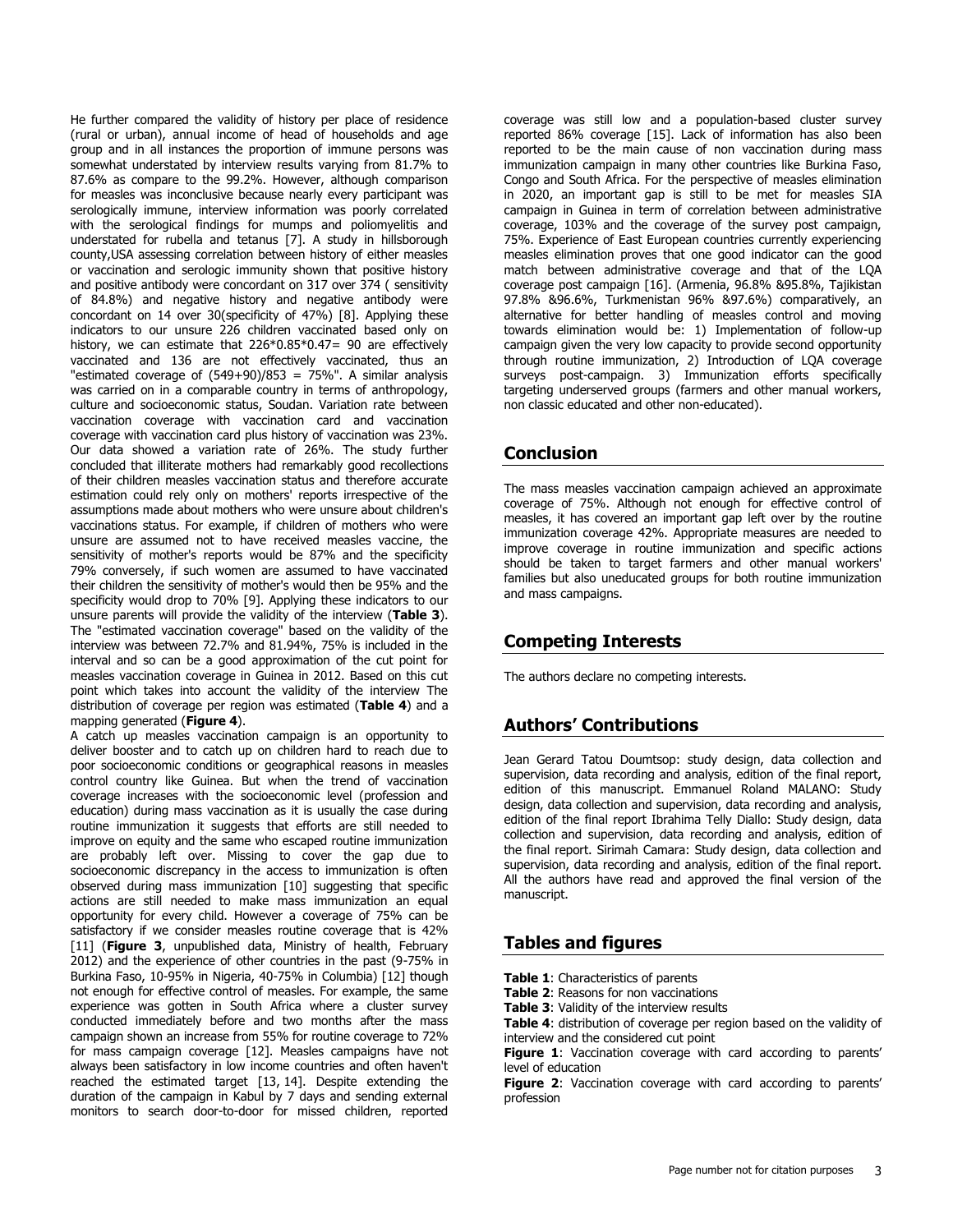He further compared the validity of history per place of residence (rural or urban), annual income of head of households and age group and in all instances the proportion of immune persons was somewhat understated by interview results varying from 81.7% to 87.6% as compare to the 99.2%. However, although comparison for measles was inconclusive because nearly every participant was serologically immune, interview information was poorly correlated with the serological findings for mumps and poliomyelitis and understated for rubella and tetanus [7]. A study in hillsborough county,USA assessing correlation between history of either measles or vaccination and serologic immunity shown that positive history and positive antibody were concordant on 317 over 374 ( sensitivity of 84.8%) and negative history and negative antibody were concordant on 14 over 30(specificity of 47%) [8]. Applying these indicators to our unsure 226 children vaccinated based only on history, we can estimate that 226*0.85*0.47= 90 are effectively vaccinated and 136 are not effectively vaccinated, thus an "estimated coverage of (549+90)/853 = 75%". A similar analysis was carried on in a comparable country in terms of anthropology, culture and socioeconomic status, Soudan. Variation rate between vaccination coverage with vaccination card and vaccination coverage with vaccination card plus history of vaccination was 23%. Our data showed a variation rate of 26%. The study further concluded that illiterate mothers had remarkably good recollections of their children measles vaccination status and therefore accurate estimation could rely only on mothers' reports irrespective of the assumptions made about mothers who were unsure about children's vaccinations status. For example, if children of mothers who were unsure are assumed not to have received measles vaccine, the sensitivity of mother's reports would be 87% and the specificity 79% conversely, if such women are assumed to have vaccinated their children the sensitivity of mother's would then be 95% and the specificity would drop to 70% [9]. Applying these indicators to our unsure parents will provide the validity of the interview (**Table 3**). The "estimated vaccination coverage" based on the validity of the interview was between 72.7% and 81.94%, 75% is included in the interval and so can be a good approximation of the cut point for measles vaccination coverage in Guinea in 2012. Based on this cut point which takes into account the validity of the interview The distribution of coverage per region was estimated (**Table 4**) and a mapping generated (**Figure 4**).

A catch up measles vaccination campaign is an opportunity to deliver booster and to catch up on children hard to reach due to poor socioeconomic conditions or geographical reasons in measles control country like Guinea. But when the trend of vaccination coverage increases with the socioeconomic level (profession and education) during mass vaccination as it is usually the case during routine immunization it suggests that efforts are still needed to improve on equity and the same who escaped routine immunization are probably left over. Missing to cover the gap due to socioeconomic discrepancy in the access to immunization is often observed during mass immunization [10] suggesting that specific actions are still needed to make mass immunization an equal opportunity for every child. However a coverage of 75% can be satisfactory if we consider measles routine coverage that is 42% [11] (**Figure 3**, unpublished data, Ministry of health, February 2012) and the experience of other countries in the past (9-75% in Burkina Faso, 10-95% in Nigeria, 40-75% in Columbia) [12] though not enough for effective control of measles. For example, the same experience was gotten in South Africa where a cluster survey conducted immediately before and two months after the mass campaign shown an increase from 55% for routine coverage to 72% for mass campaign coverage [12]. Measles campaigns have not always been satisfactory in low income countries and often haven't reached the estimated target [13, 14]. Despite extending the duration of the campaign in Kabul by 7 days and sending external monitors to search door-to-door for missed children, reported coverage was still low and a population-based cluster survey reported 86% coverage [15]. Lack of information has also been reported to be the main cause of non vaccination during mass immunization campaign in many other countries like Burkina Faso, Congo and South Africa. For the perspective of measles elimination in 2020, an important gap is still to be met for measles SIA campaign in Guinea in term of correlation between administrative coverage, 103% and the coverage of the survey post campaign, 75%. Experience of East European countries currently experiencing measles elimination proves that one good indicator can the good match between administrative coverage and that of the LQA coverage post campaign [16]. (Armenia, 96.8% &95.8%, Tajikistan 97.8% &96.6%, Turkmenistan 96% &97.6%) comparatively, an alternative for better handling of measles control and moving towards elimination would be: 1) Implementation of follow-up campaign given the very low capacity to provide second opportunity through routine immunization, 2) Introduction of LQA coverage surveys post-campaign. 3) Immunization efforts specifically targeting underserved groups (farmers and other manual workers, non classic educated and other non-educated).

## Conclusion

The mass measles vaccination campaign achieved an approximate coverage of 75%. Although not enough for effective control of measles, it has covered an important gap left over by the routine immunization coverage 42%. Appropriate measures are needed to improve coverage in routine immunization and specific actions should be taken to target farmers and other manual workers' families but also uneducated groups for both routine immunization and mass campaigns.

## Competing Interests

The authors declare no competing interests.

## Authors' Contributions

Jean Gerard Tatou Doumtsop: study design, data collection and supervision, data recording and analysis, edition of the final report, edition of this manuscript. Emmanuel Roland MALANO: Study design, data collection and supervision, data recording and analysis, edition of the final report Ibrahima Telly Diallo: Study design, data collection and supervision, data recording and analysis, edition of the final report. Sirimah Camara: Study design, data collection and supervision, data recording and analysis, edition of the final report. All the authors have read and approved the final version of the manuscript.

## Tables and figures

**Table 1**: Characteristics of parents

**Table 2**: Reasons for non vaccinations

**Table 3**: Validity of the interview results

**Table 4**: distribution of coverage per region based on the validity of interview and the considered cut point

**Figure 1**: Vaccination coverage with card according to parents' level of education

**Figure 2**: Vaccination coverage with card according to parents' profession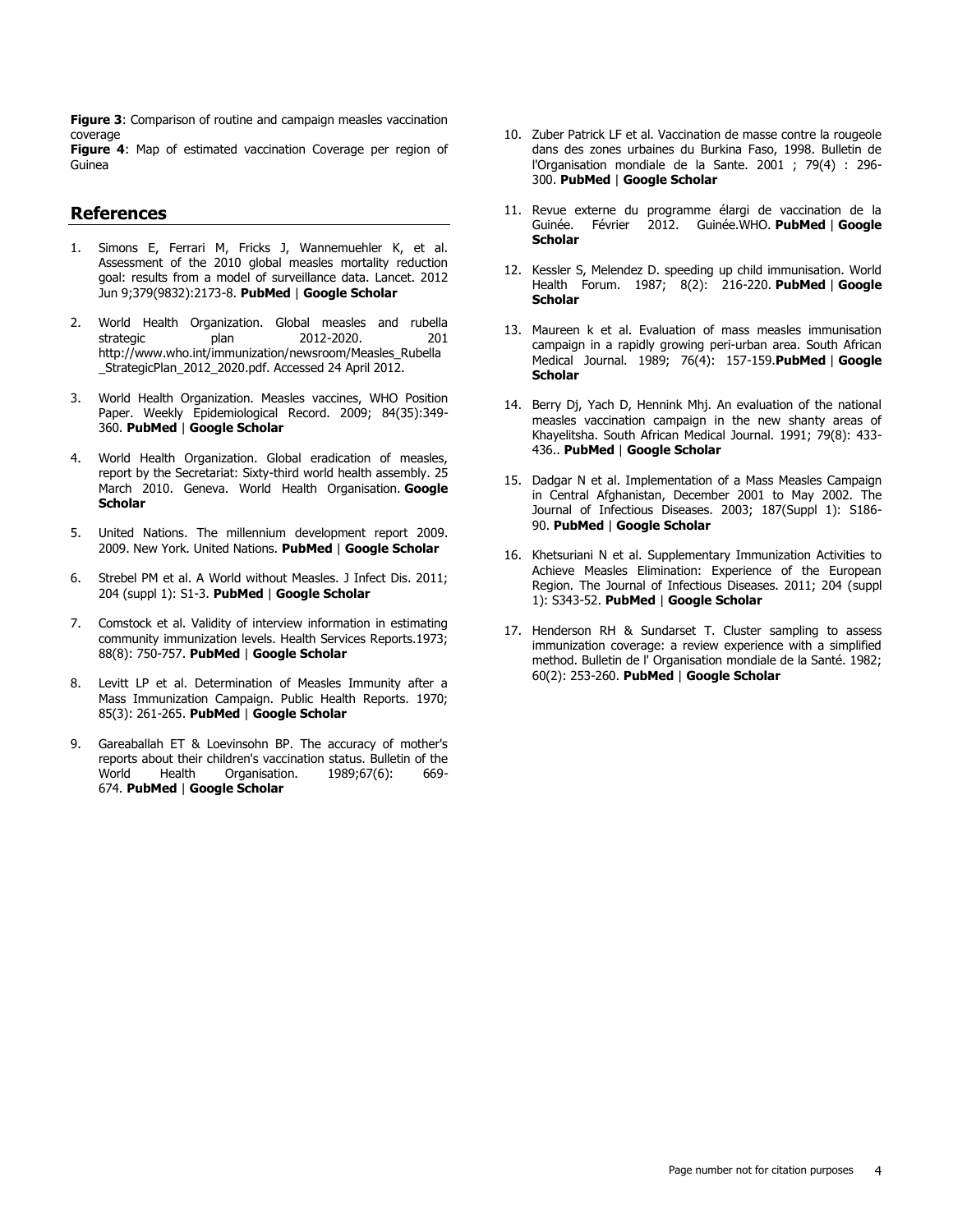**Figure 3**: Comparison of routine and campaign measles vaccination coverage

**Figure 4**: Map of estimated vaccination Coverage per region of Guinea

## References

1. Simons E, Ferrari M, Fricks J, Wannemuehler K, et al. Assessment of the 2010 global measles mortality reduction goal: results from a model of surveillance data. Lancet. 2012 Jun 9;379(9832):2173-8. **PubMed** | **Google Scholar**

2. World Health Organization. Global measles and rubella strategic plan 2012-2020. 201 http://www.who.int/immunization/newsroom/Measles_Rubella_StrategicPlan_2012_2020.pdf. Accessed 24 April 2012.

3. World Health Organization. Measles vaccines, WHO Position Paper. Weekly Epidemiological Record. 2009; 84(35):349-360. **PubMed** | **Google Scholar**

4. World Health Organization. Global eradication of measles, report by the Secretariat: Sixty-third world health assembly. 25 March 2010. Geneva. World Health Organisation. **Google Scholar**

5. United Nations. The millennium development report 2009. 2009. New York. United Nations. **PubMed** | **Google Scholar**

6. Strebel PM et al. A World without Measles. J Infect Dis. 2011; 204 (suppl 1): S1-3. **PubMed** | **Google Scholar**

7. Comstock et al. Validity of interview information in estimating community immunization levels. Health Services Reports.1973; 88(8): 750-757. **PubMed** | **Google Scholar**

8. Levitt LP et al. Determination of Measles Immunity after a Mass Immunization Campaign. Public Health Reports. 1970; 85(3): 261-265. **PubMed** | **Google Scholar**

9. Gareaballah ET & Loevinsohn BP. The accuracy of mother's reports about their children's vaccination status. Bulletin of the World Health Organisation. 1989;67(6): 669-674. **PubMed** | **Google Scholar**

10. Zuber Patrick LF et al. Vaccination de masse contre la rougeole dans des zones urbaines du Burkina Faso, 1998. Bulletin de l'Organisation mondiale de la Sante. 2001 ; 79(4) : 296-300. **PubMed** | **Google Scholar**

11. Revue externe du programme élargi de vaccination de la Guinée. Février 2012. Guinée.WHO. **PubMed** | **Google Scholar**

12. Kessler S, Melendez D. speeding up child immunisation. World Health Forum. 1987; 8(2): 216-220. **PubMed** | **Google Scholar**

13. Maureen k et al. Evaluation of mass measles immunisation campaign in a rapidly growing peri-urban area. South African Medical Journal. 1989; 76(4): 157-159.**PubMed** | **Google Scholar**

14. Berry Dj, Yach D, Hennink Mhj. An evaluation of the national measles vaccination campaign in the new shanty areas of Khayelitsha. South African Medical Journal. 1991; 79(8): 433-436.. **PubMed** | **Google Scholar**

15. Dadgar N et al. Implementation of a Mass Measles Campaign in Central Afghanistan, December 2001 to May 2002. The Journal of Infectious Diseases. 2003; 187(Suppl 1): S186-90. **PubMed** | **Google Scholar**

16. Khetsuriani N et al. Supplementary Immunization Activities to Achieve Measles Elimination: Experience of the European Region. The Journal of Infectious Diseases. 2011; 204 (suppl 1): S343-52. **PubMed** | **Google Scholar**

17. Henderson RH & Sundarset T. Cluster sampling to assess immunization coverage: a review experience with a simplified method. Bulletin de l' Organisation mondiale de la Santé. 1982; 60(2): 253-260. **PubMed** | **Google Scholar**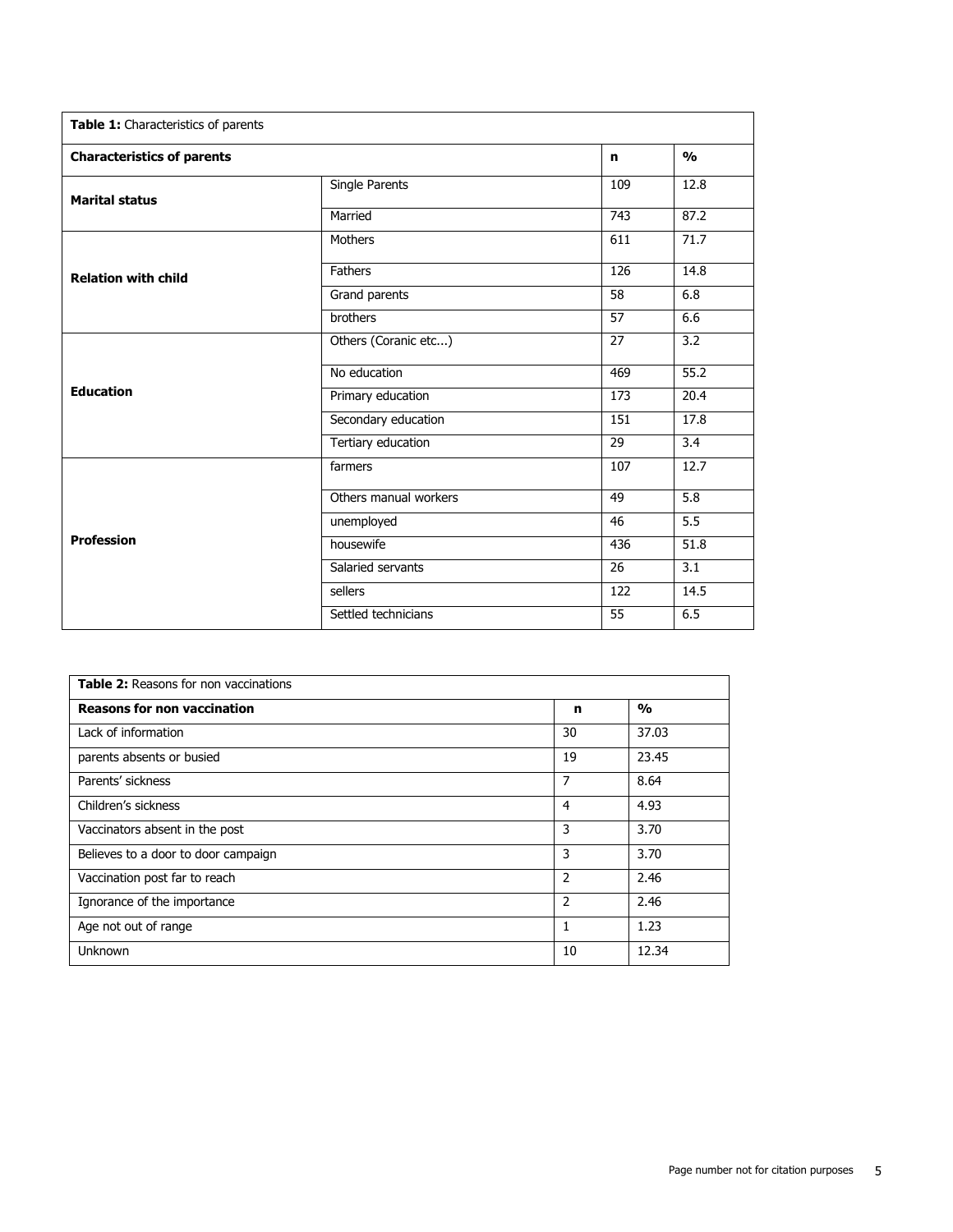| Table 1: Characteristics of parents | | | |
|---|---|---|---|
| **Characteristics of parents** | | **n** | **%** |
| **Marital status** | Single Parents | 109 | 12.8 |
| | Married | 743 | 87.2 |
| **Relation with child** | Mothers | 611 | 71.7 |
| | Fathers | 126 | 14.8 |
| | Grand parents | 58 | 6.8 |
| | brothers | 57 | 6.6 |
| **Education** | Others (Coranic etc...) | 27 | 3.2 |
| | No education | 469 | 55.2 |
| | Primary education | 173 | 20.4 |
| | Secondary education | 151 | 17.8 |
| | Tertiary education | 29 | 3.4 |
| **Profession** | farmers | 107 | 12.7 |
| | Others manual workers | 49 | 5.8 |
| | unemployed | 46 | 5.5 |
| | housewife | 436 | 51.8 |
| | Salaried servants | 26 | 3.1 |
| | sellers | 122 | 14.5 |
| | Settled technicians | 55 | 6.5 |

| Table 2: Reasons for non vaccinations | | |
|---|---|---|
| **Reasons for non vaccination** | **n** | **%** |
| Lack of information | 30 | 37.03 |
| parents absents or busied | 19 | 23.45 |
| Parents' sickness | 7 | 8.64 |
| Children's sickness | 4 | 4.93 |
| Vaccinators absent in the post | 3 | 3.70 |
| Believes to a door to door campaign | 3 | 3.70 |
| Vaccination post far to reach | 2 | 2.46 |
| Ignorance of the importance | 2 | 2.46 |
| Age not out of range | 1 | 1.23 |
| Unknown | 10 | 12.34 |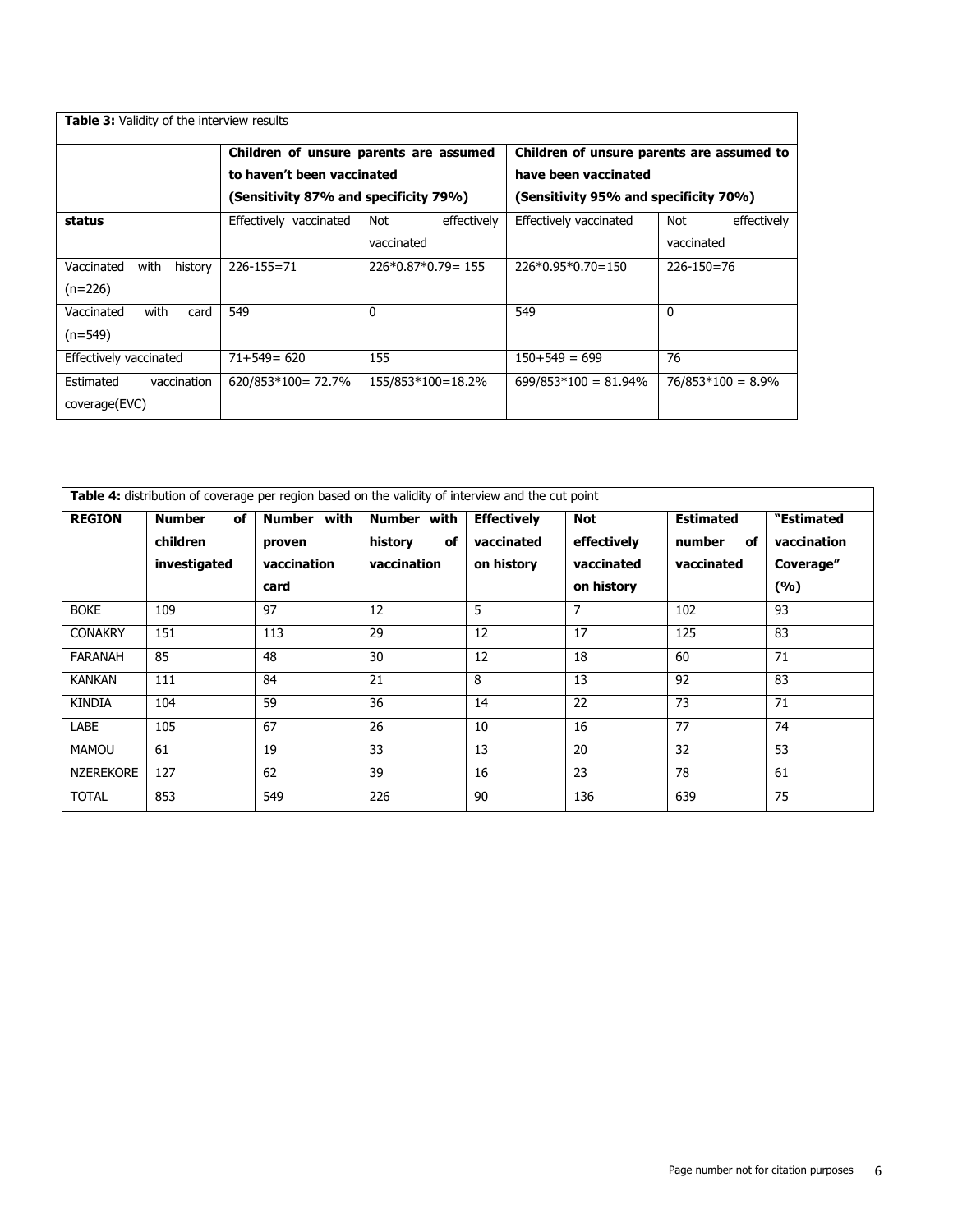**Table 3:** Validity of the interview results

| | Children of unsure parents are assumed to haven't been vaccinated (Sensitivity 87% and specificity 79%) | | Children of unsure parents are assumed to have been vaccinated (Sensitivity 95% and specificity 70%) | |
|---|---|---|---|---|
| **status** | Effectively vaccinated | Not effectively vaccinated | Effectively vaccinated | Not effectively vaccinated |
| Vaccinated with history (n=226) | 226-155=71 | 226*0.87*0.79= 155 | 226*0.95*0.70=150 | 226-150=76 |
| Vaccinated with card (n=549) | 549 | 0 | 549 | 0 |
| Effectively vaccinated | 71+549= 620 | 155 | 150+549 = 699 | 76 |
| Estimated vaccination coverage(EVC) | 620/853*100= 72.7% | 155/853*100=18.2% | 699/853*100 = 81.94% | 76/853*100 = 8.9% |

**Table 4:** distribution of coverage per region based on the validity of interview and the cut point

| **REGION** | **Number of children investigated** | **Number with proven vaccination card** | **Number with history of vaccination** | **Effectively vaccinated on history** | **Not effectively vaccinated on history** | **Estimated number of vaccinated** | **"Estimated vaccination Coverage" (%)** |
|---|---|---|---|---|---|---|---|
| BOKE | 109 | 97 | 12 | 5 | 7 | 102 | 93 |
| CONAKRY | 151 | 113 | 29 | 12 | 17 | 125 | 83 |
| FARANAH | 85 | 48 | 30 | 12 | 18 | 60 | 71 |
| KANKAN | 111 | 84 | 21 | 8 | 13 | 92 | 83 |
| KINDIA | 104 | 59 | 36 | 14 | 22 | 73 | 71 |
| LABE | 105 | 67 | 26 | 10 | 16 | 77 | 74 |
| MAMOU | 61 | 19 | 33 | 13 | 20 | 32 | 53 |
| NZEREKORE | 127 | 62 | 39 | 16 | 23 | 78 | 61 |
| TOTAL | 853 | 549 | 226 | 90 | 136 | 639 | 75 |

Page number not for citation purposes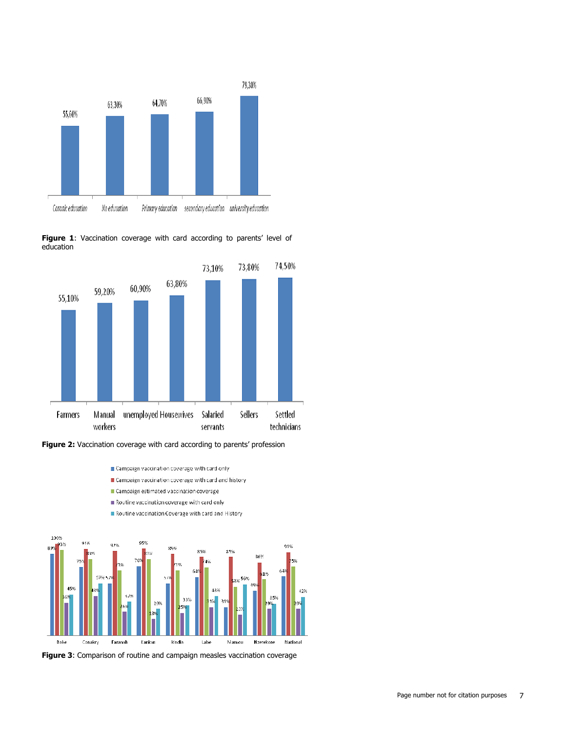79,30%

55,60%

63,30%

64,70%

66,90%

Coranic education

No education

Primary education

secondary education

university education

**Figure 1**: Vaccination coverage with card according to parents' level of education

55,10%

59,20%

60,90%

63,80%

73,10%

73,80%

74,50%

Farmers

Manual workers

unemployed

Housewives

Salaried servants

Sellers

Settled technicians

**Figure 2:** Vaccination coverage with card according to parents' profession

Campaign vaccination coverage with card only

Campaign vaccination coverage with card and history

Campaign estimated vaccination coverage

Routine vaccination coverage with card only

Routine vaccination Coverage with card and History

Boke

Conakry

Faranah

Kankan

Kindia

Labe

Mamou

Nzerekore

National

**Figure 3**: Comparison of routine and campaign measles vaccination coverage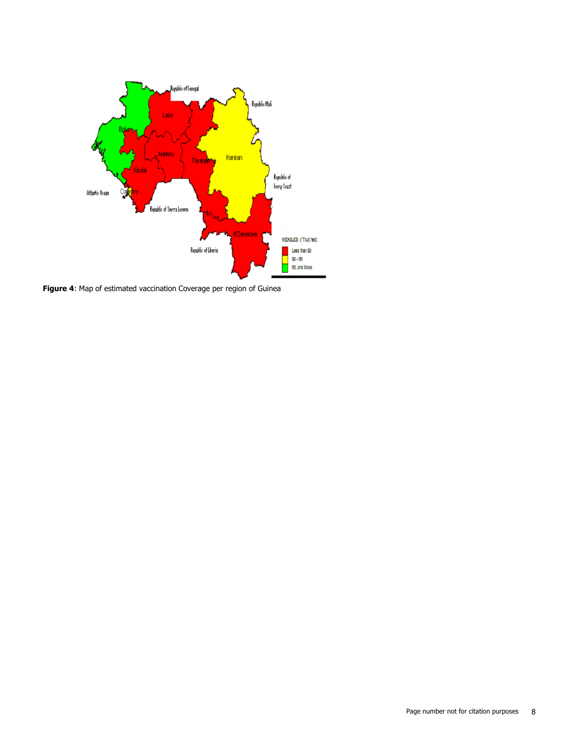Republic of Senegal

Republic Mali

Labe

Boke

Mamou

Faranah

Kenken

Kindia

Republic of Ivory Coast

Atlantic Ocean

Conakry

Republic of Sierra Leone

N'Zerekore

Republic of Liberia

MEASLES ("Truly"est)

Less than 80

80 - 89

90, and More

**Figure 4**: Map of estimated vaccination Coverage per region of Guinea